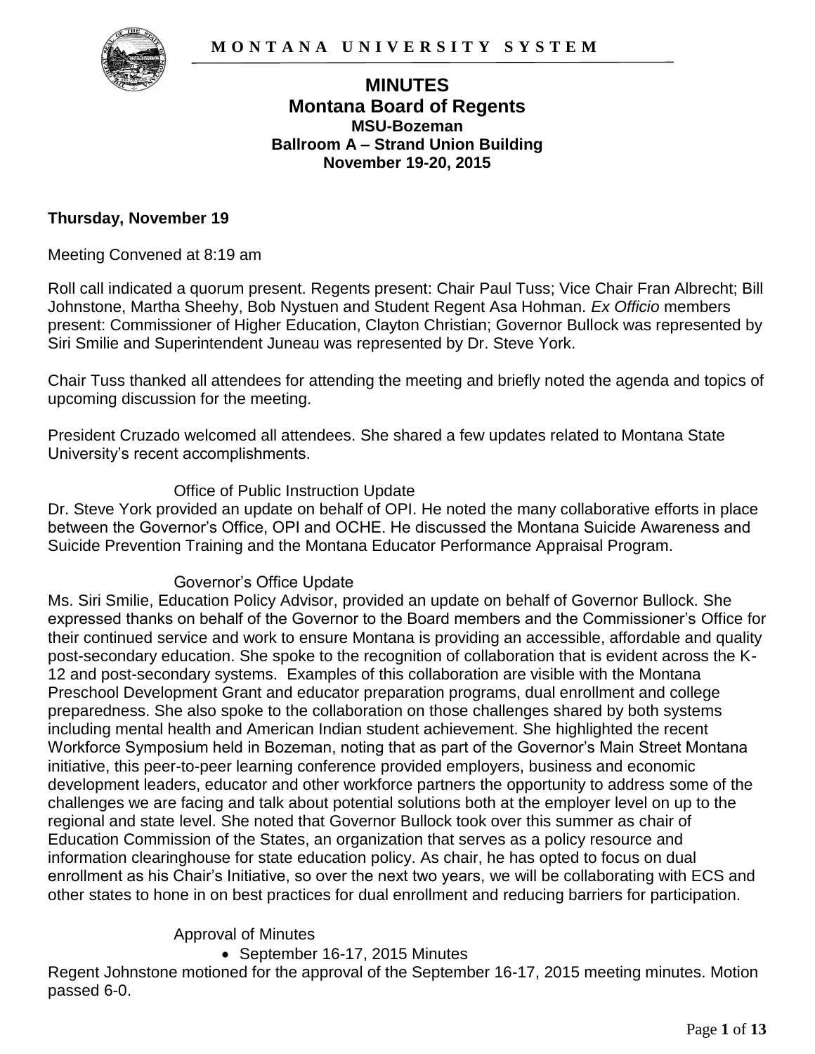**M O N T A N A   U N I V E R S I T Y   S Y S T E M**

# MINUTES
## Montana Board of Regents
### MSU-Bozeman
### Ballroom A – Strand Union Building
### November 19-20, 2015

**Thursday, November 19**

Meeting Convened at 8:19 am

Roll call indicated a quorum present. Regents present: Chair Paul Tuss; Vice Chair Fran Albrecht; Bill Johnstone, Martha Sheehy, Bob Nystuen and Student Regent Asa Hohman. *Ex Officio* members present: Commissioner of Higher Education, Clayton Christian; Governor Bullock was represented by Siri Smilie and Superintendent Juneau was represented by Dr. Steve York.

Chair Tuss thanked all attendees for attending the meeting and briefly noted the agenda and topics of upcoming discussion for the meeting.

President Cruzado welcomed all attendees. She shared a few updates related to Montana State University's recent accomplishments.

Office of Public Instruction Update

Dr. Steve York provided an update on behalf of OPI. He noted the many collaborative efforts in place between the Governor's Office, OPI and OCHE. He discussed the Montana Suicide Awareness and Suicide Prevention Training and the Montana Educator Performance Appraisal Program.

Governor's Office Update

Ms. Siri Smilie, Education Policy Advisor, provided an update on behalf of Governor Bullock. She expressed thanks on behalf of the Governor to the Board members and the Commissioner's Office for their continued service and work to ensure Montana is providing an accessible, affordable and quality post-secondary education. She spoke to the recognition of collaboration that is evident across the K-12 and post-secondary systems. Examples of this collaboration are visible with the Montana Preschool Development Grant and educator preparation programs, dual enrollment and college preparedness. She also spoke to the collaboration on those challenges shared by both systems including mental health and American Indian student achievement. She highlighted the recent Workforce Symposium held in Bozeman, noting that as part of the Governor's Main Street Montana initiative, this peer-to-peer learning conference provided employers, business and economic development leaders, educator and other workforce partners the opportunity to address some of the challenges we are facing and talk about potential solutions both at the employer level on up to the regional and state level. She noted that Governor Bullock took over this summer as chair of Education Commission of the States, an organization that serves as a policy resource and information clearinghouse for state education policy. As chair, he has opted to focus on dual enrollment as his Chair's Initiative, so over the next two years, we will be collaborating with ECS and other states to hone in on best practices for dual enrollment and reducing barriers for participation.

Approval of Minutes

- September 16-17, 2015 Minutes

Regent Johnstone motioned for the approval of the September 16-17, 2015 meeting minutes. Motion passed 6-0.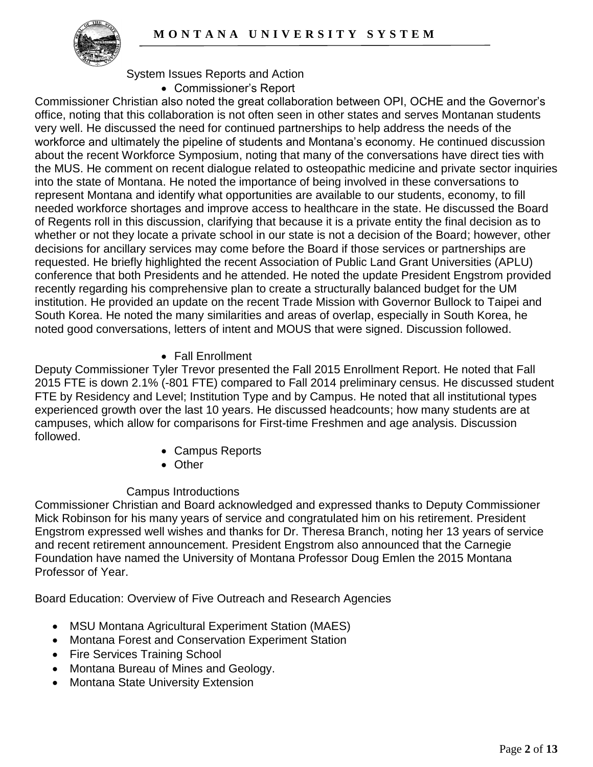System Issues Reports and Action

- Commissioner's Report

Commissioner Christian also noted the great collaboration between OPI, OCHE and the Governor's office, noting that this collaboration is not often seen in other states and serves Montanan students very well. He discussed the need for continued partnerships to help address the needs of the workforce and ultimately the pipeline of students and Montana's economy. He continued discussion about the recent Workforce Symposium, noting that many of the conversations have direct ties with the MUS. He comment on recent dialogue related to osteopathic medicine and private sector inquiries into the state of Montana. He noted the importance of being involved in these conversations to represent Montana and identify what opportunities are available to our students, economy, to fill needed workforce shortages and improve access to healthcare in the state. He discussed the Board of Regents roll in this discussion, clarifying that because it is a private entity the final decision as to whether or not they locate a private school in our state is not a decision of the Board; however, other decisions for ancillary services may come before the Board if those services or partnerships are requested. He briefly highlighted the recent Association of Public Land Grant Universities (APLU) conference that both Presidents and he attended. He noted the update President Engstrom provided recently regarding his comprehensive plan to create a structurally balanced budget for the UM institution. He provided an update on the recent Trade Mission with Governor Bullock to Taipei and South Korea. He noted the many similarities and areas of overlap, especially in South Korea, he noted good conversations, letters of intent and MOUS that were signed. Discussion followed.

- Fall Enrollment

Deputy Commissioner Tyler Trevor presented the Fall 2015 Enrollment Report. He noted that Fall 2015 FTE is down 2.1% (-801 FTE) compared to Fall 2014 preliminary census. He discussed student FTE by Residency and Level; Institution Type and by Campus. He noted that all institutional types experienced growth over the last 10 years. He discussed headcounts; how many students are at campuses, which allow for comparisons for First-time Freshmen and age analysis. Discussion followed.

- Campus Reports
- Other

Campus Introductions

Commissioner Christian and Board acknowledged and expressed thanks to Deputy Commissioner Mick Robinson for his many years of service and congratulated him on his retirement. President Engstrom expressed well wishes and thanks for Dr. Theresa Branch, noting her 13 years of service and recent retirement announcement. President Engstrom also announced that the Carnegie Foundation have named the University of Montana Professor Doug Emlen the 2015 Montana Professor of Year.

Board Education: Overview of Five Outreach and Research Agencies

- MSU Montana Agricultural Experiment Station (MAES)
- Montana Forest and Conservation Experiment Station
- Fire Services Training School
- Montana Bureau of Mines and Geology.
- Montana State University Extension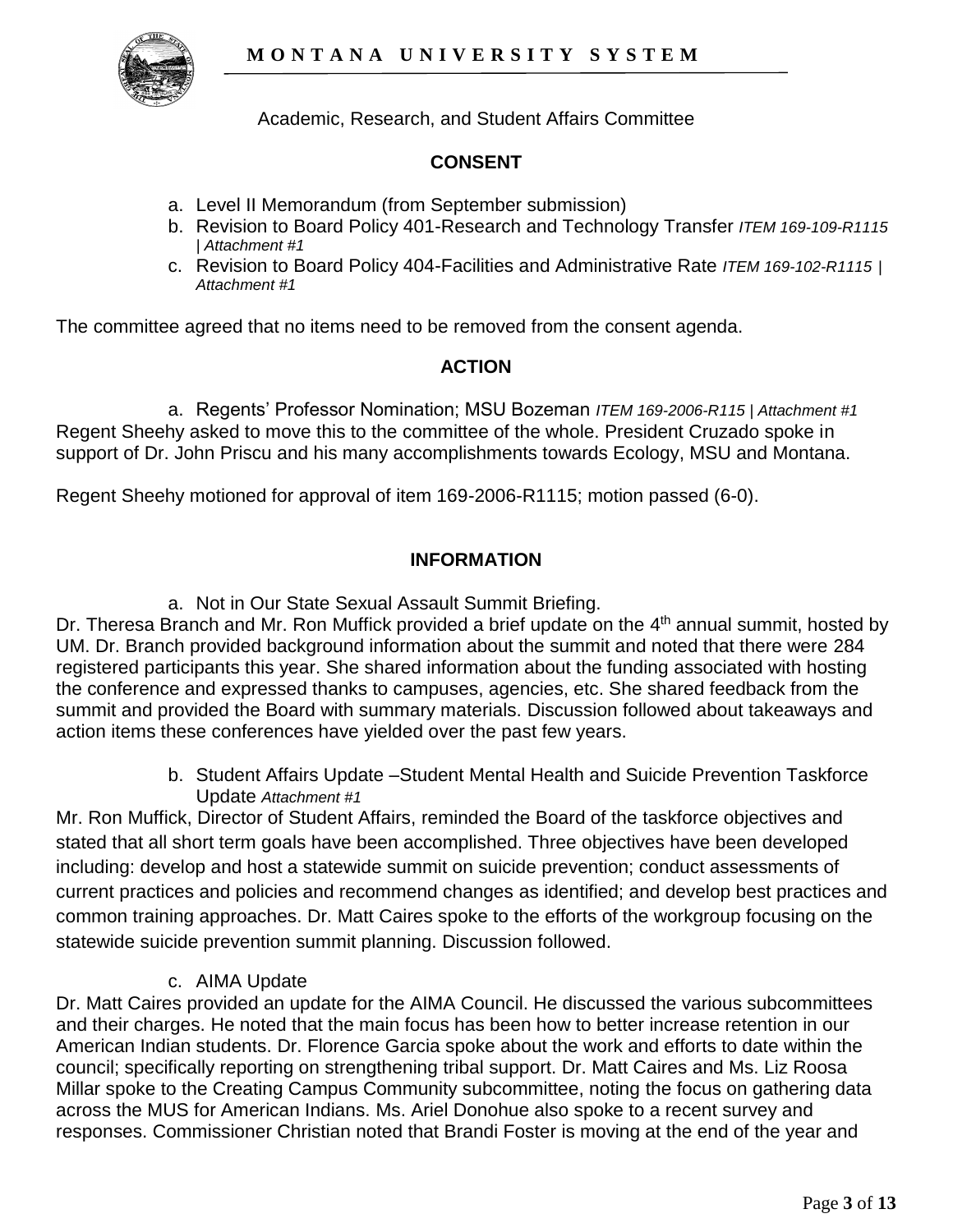Academic, Research, and Student Affairs Committee

**CONSENT**

a. Level II Memorandum (from September submission)
b. Revision to Board Policy 401-Research and Technology Transfer *ITEM 169-109-R1115 | Attachment #1*
c. Revision to Board Policy 404-Facilities and Administrative Rate *ITEM 169-102-R1115 | Attachment #1*

The committee agreed that no items need to be removed from the consent agenda.

**ACTION**

a. Regents' Professor Nomination; MSU Bozeman *ITEM 169-2006-R115 | Attachment #1*

Regent Sheehy asked to move this to the committee of the whole. President Cruzado spoke in support of Dr. John Priscu and his many accomplishments towards Ecology, MSU and Montana.

Regent Sheehy motioned for approval of item 169-2006-R1115; motion passed (6-0).

**INFORMATION**

a. Not in Our State Sexual Assault Summit Briefing.

Dr. Theresa Branch and Mr. Ron Muffick provided a brief update on the 4th annual summit, hosted by UM. Dr. Branch provided background information about the summit and noted that there were 284 registered participants this year. She shared information about the funding associated with hosting the conference and expressed thanks to campuses, agencies, etc. She shared feedback from the summit and provided the Board with summary materials. Discussion followed about takeaways and action items these conferences have yielded over the past few years.

b. Student Affairs Update –Student Mental Health and Suicide Prevention Taskforce Update *Attachment #1*

Mr. Ron Muffick, Director of Student Affairs, reminded the Board of the taskforce objectives and stated that all short term goals have been accomplished. Three objectives have been developed including: develop and host a statewide summit on suicide prevention; conduct assessments of current practices and policies and recommend changes as identified; and develop best practices and common training approaches. Dr. Matt Caires spoke to the efforts of the workgroup focusing on the statewide suicide prevention summit planning. Discussion followed.

c. AIMA Update

Dr. Matt Caires provided an update for the AIMA Council. He discussed the various subcommittees and their charges. He noted that the main focus has been how to better increase retention in our American Indian students. Dr. Florence Garcia spoke about the work and efforts to date within the council; specifically reporting on strengthening tribal support. Dr. Matt Caires and Ms. Liz Roosa Millar spoke to the Creating Campus Community subcommittee, noting the focus on gathering data across the MUS for American Indians. Ms. Ariel Donohue also spoke to a recent survey and responses. Commissioner Christian noted that Brandi Foster is moving at the end of the year and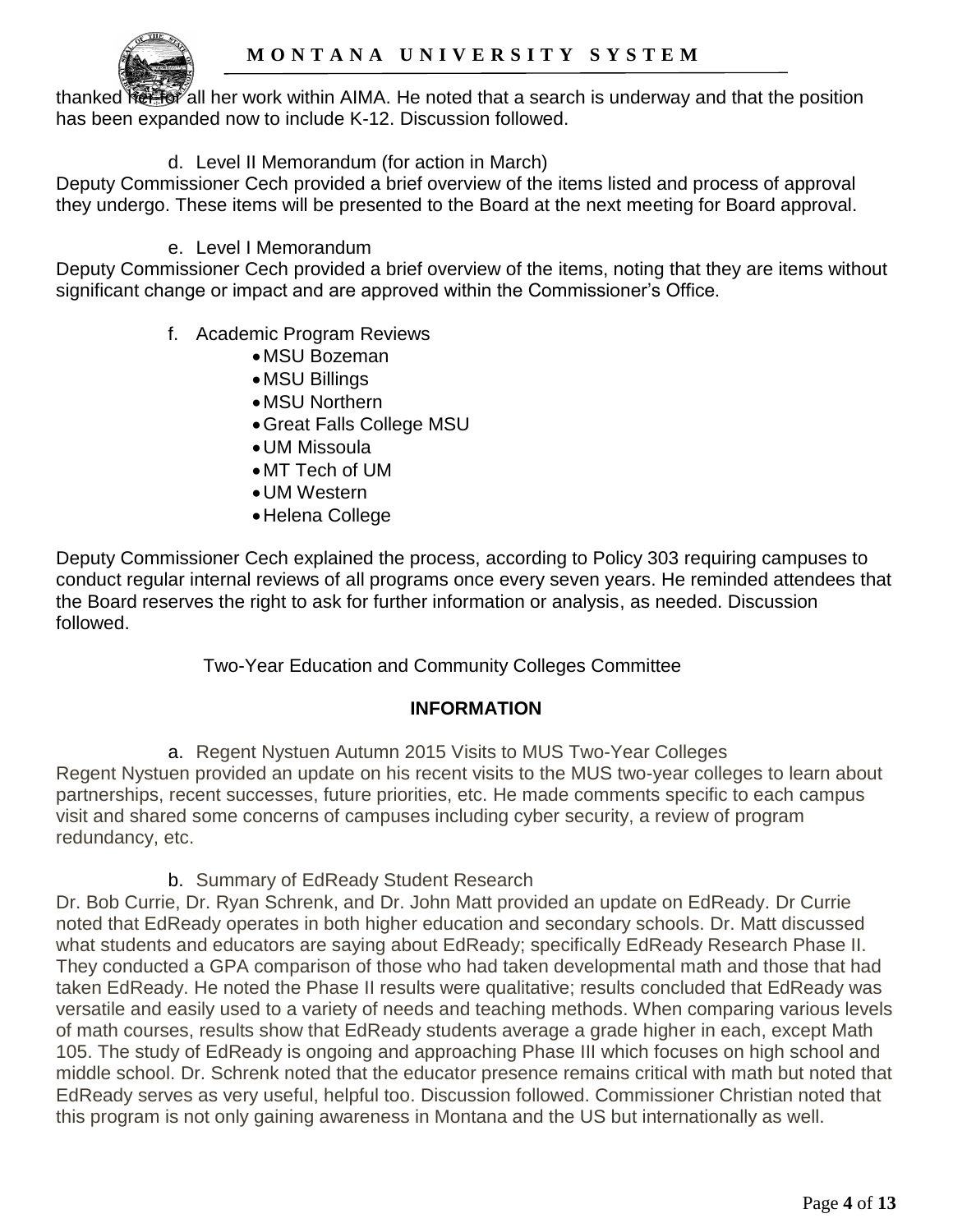thanked her for all her work within AIMA. He noted that a search is underway and that the position has been expanded now to include K-12. Discussion followed.

d. Level II Memorandum (for action in March)

Deputy Commissioner Cech provided a brief overview of the items listed and process of approval they undergo. These items will be presented to the Board at the next meeting for Board approval.

e. Level I Memorandum

Deputy Commissioner Cech provided a brief overview of the items, noting that they are items without significant change or impact and are approved within the Commissioner's Office.

f. Academic Program Reviews

- MSU Bozeman
- MSU Billings
- MSU Northern
- Great Falls College MSU
- UM Missoula
- MT Tech of UM
- UM Western
- Helena College

Deputy Commissioner Cech explained the process, according to Policy 303 requiring campuses to conduct regular internal reviews of all programs once every seven years. He reminded attendees that the Board reserves the right to ask for further information or analysis, as needed. Discussion followed.

Two-Year Education and Community Colleges Committee

**INFORMATION**

a. Regent Nystuen Autumn 2015 Visits to MUS Two-Year Colleges

Regent Nystuen provided an update on his recent visits to the MUS two-year colleges to learn about partnerships, recent successes, future priorities, etc. He made comments specific to each campus visit and shared some concerns of campuses including cyber security, a review of program redundancy, etc.

b. Summary of EdReady Student Research

Dr. Bob Currie, Dr. Ryan Schrenk, and Dr. John Matt provided an update on EdReady. Dr Currie noted that EdReady operates in both higher education and secondary schools. Dr. Matt discussed what students and educators are saying about EdReady; specifically EdReady Research Phase II. They conducted a GPA comparison of those who had taken developmental math and those that had taken EdReady. He noted the Phase II results were qualitative; results concluded that EdReady was versatile and easily used to a variety of needs and teaching methods. When comparing various levels of math courses, results show that EdReady students average a grade higher in each, except Math 105. The study of EdReady is ongoing and approaching Phase III which focuses on high school and middle school. Dr. Schrenk noted that the educator presence remains critical with math but noted that EdReady serves as very useful, helpful too. Discussion followed. Commissioner Christian noted that this program is not only gaining awareness in Montana and the US but internationally as well.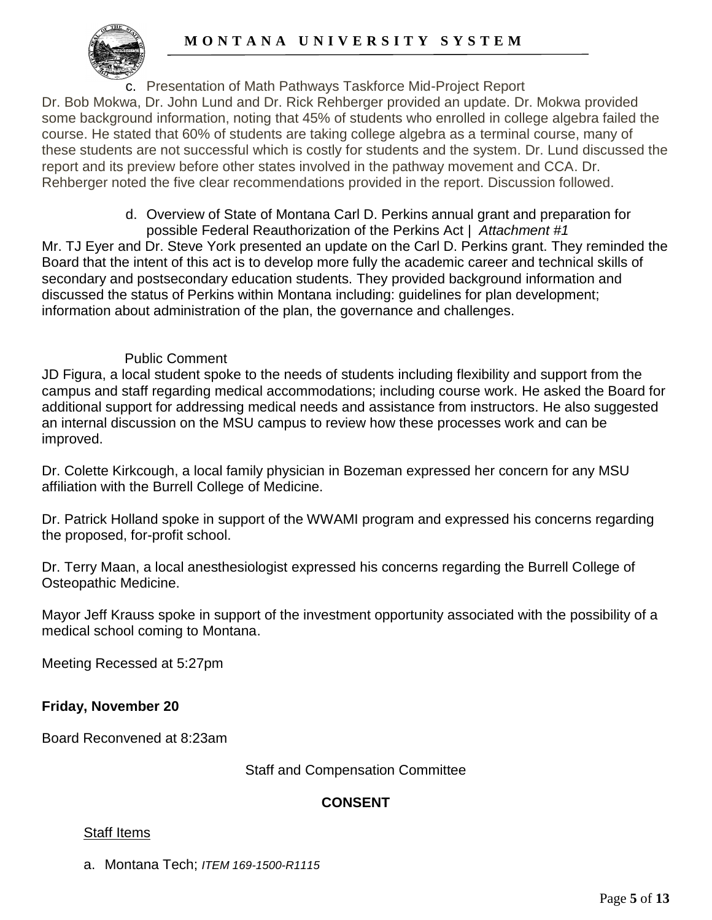c. Presentation of Math Pathways Taskforce Mid-Project Report

Dr. Bob Mokwa, Dr. John Lund and Dr. Rick Rehberger provided an update. Dr. Mokwa provided some background information, noting that 45% of students who enrolled in college algebra failed the course. He stated that 60% of students are taking college algebra as a terminal course, many of these students are not successful which is costly for students and the system. Dr. Lund discussed the report and its preview before other states involved in the pathway movement and CCA. Dr. Rehberger noted the five clear recommendations provided in the report. Discussion followed.

d. Overview of State of Montana Carl D. Perkins annual grant and preparation for possible Federal Reauthorization of the Perkins Act | *Attachment #1*

Mr. TJ Eyer and Dr. Steve York presented an update on the Carl D. Perkins grant. They reminded the Board that the intent of this act is to develop more fully the academic career and technical skills of secondary and postsecondary education students. They provided background information and discussed the status of Perkins within Montana including: guidelines for plan development; information about administration of the plan, the governance and challenges.

Public Comment

JD Figura, a local student spoke to the needs of students including flexibility and support from the campus and staff regarding medical accommodations; including course work. He asked the Board for additional support for addressing medical needs and assistance from instructors. He also suggested an internal discussion on the MSU campus to review how these processes work and can be improved.

Dr. Colette Kirkcough, a local family physician in Bozeman expressed her concern for any MSU affiliation with the Burrell College of Medicine.

Dr. Patrick Holland spoke in support of the WWAMI program and expressed his concerns regarding the proposed, for-profit school.

Dr. Terry Maan, a local anesthesiologist expressed his concerns regarding the Burrell College of Osteopathic Medicine.

Mayor Jeff Krauss spoke in support of the investment opportunity associated with the possibility of a medical school coming to Montana.

Meeting Recessed at 5:27pm

**Friday, November 20**

Board Reconvened at 8:23am

Staff and Compensation Committee

**CONSENT**

Staff Items

a. Montana Tech; *ITEM 169-1500-R1115*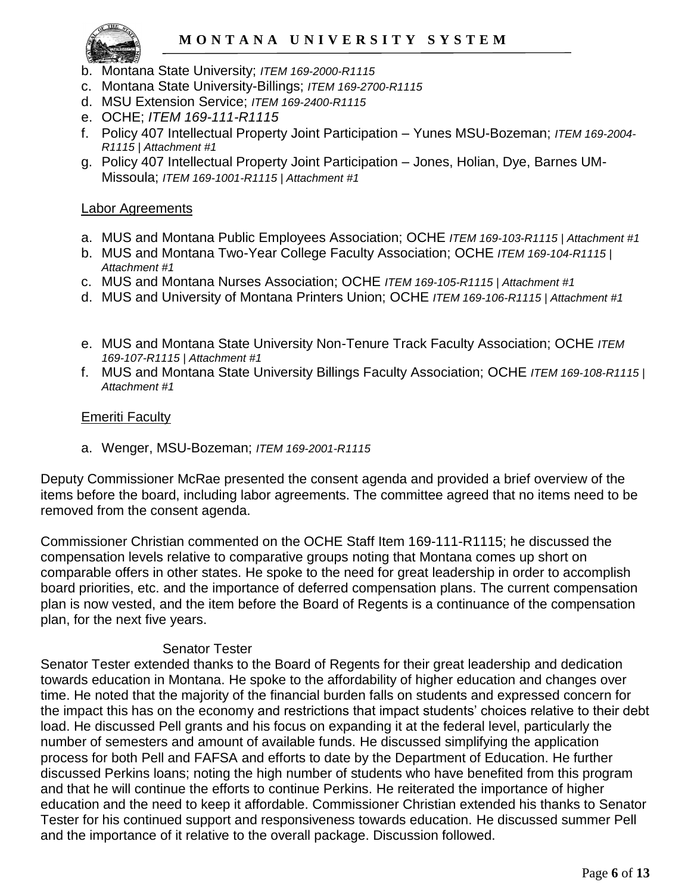b. Montana State University; *ITEM 169-2000-R1115*
c. Montana State University-Billings; *ITEM 169-2700-R1115*
d. MSU Extension Service; *ITEM 169-2400-R1115*
e. OCHE; *ITEM 169-111-R1115*
f. Policy 407 Intellectual Property Joint Participation – Yunes MSU-Bozeman; *ITEM 169-2004-R1115 | Attachment #1*
g. Policy 407 Intellectual Property Joint Participation – Jones, Holian, Dye, Barnes UM-Missoula; *ITEM 169-1001-R1115 | Attachment #1*

Labor Agreements

a. MUS and Montana Public Employees Association; OCHE *ITEM 169-103-R1115 | Attachment #1*
b. MUS and Montana Two-Year College Faculty Association; OCHE *ITEM 169-104-R1115 | Attachment #1*
c. MUS and Montana Nurses Association; OCHE *ITEM 169-105-R1115 | Attachment #1*
d. MUS and University of Montana Printers Union; OCHE *ITEM 169-106-R1115 | Attachment #1*
e. MUS and Montana State University Non-Tenure Track Faculty Association; OCHE *ITEM 169-107-R1115 | Attachment #1*
f. MUS and Montana State University Billings Faculty Association; OCHE *ITEM 169-108-R1115 | Attachment #1*

Emeriti Faculty

a. Wenger, MSU-Bozeman; *ITEM 169-2001-R1115*

Deputy Commissioner McRae presented the consent agenda and provided a brief overview of the items before the board, including labor agreements. The committee agreed that no items need to be removed from the consent agenda.

Commissioner Christian commented on the OCHE Staff Item 169-111-R1115; he discussed the compensation levels relative to comparative groups noting that Montana comes up short on comparable offers in other states. He spoke to the need for great leadership in order to accomplish board priorities, etc. and the importance of deferred compensation plans. The current compensation plan is now vested, and the item before the Board of Regents is a continuance of the compensation plan, for the next five years.

Senator Tester

Senator Tester extended thanks to the Board of Regents for their great leadership and dedication towards education in Montana. He spoke to the affordability of higher education and changes over time. He noted that the majority of the financial burden falls on students and expressed concern for the impact this has on the economy and restrictions that impact students' choices relative to their debt load. He discussed Pell grants and his focus on expanding it at the federal level, particularly the number of semesters and amount of available funds. He discussed simplifying the application process for both Pell and FAFSA and efforts to date by the Department of Education. He further discussed Perkins loans; noting the high number of students who have benefited from this program and that he will continue the efforts to continue Perkins. He reiterated the importance of higher education and the need to keep it affordable. Commissioner Christian extended his thanks to Senator Tester for his continued support and responsiveness towards education. He discussed summer Pell and the importance of it relative to the overall package. Discussion followed.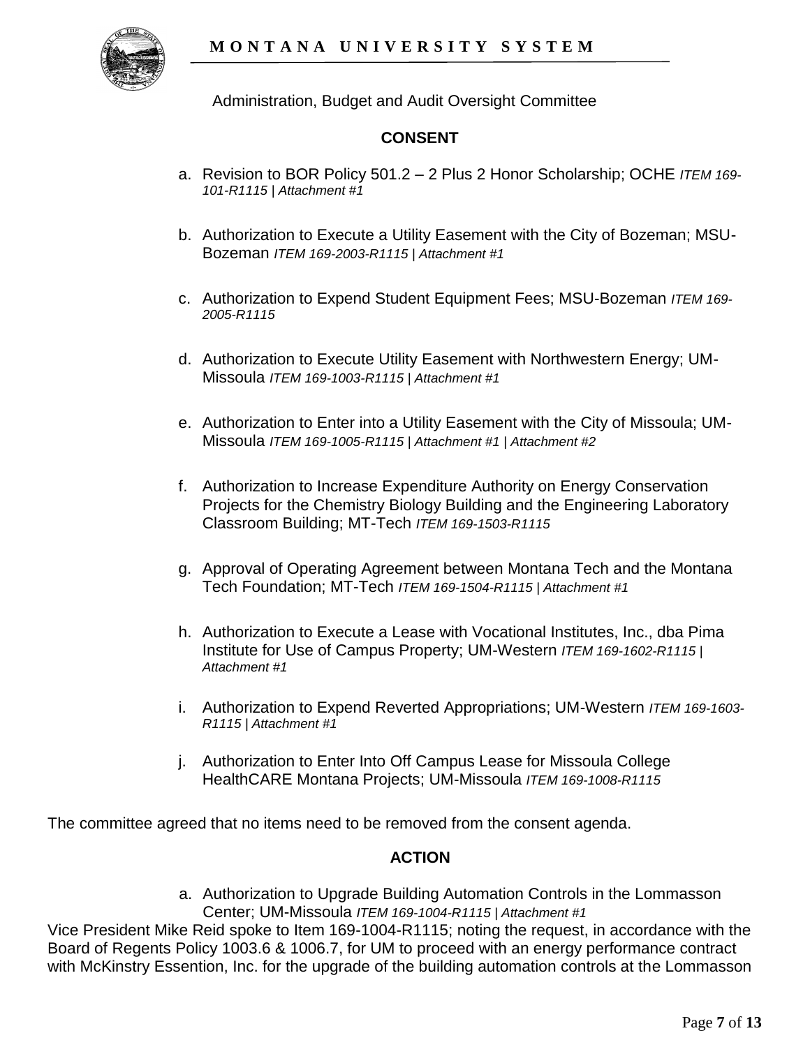Administration, Budget and Audit Oversight Committee

**CONSENT**

a. Revision to BOR Policy 501.2 – 2 Plus 2 Honor Scholarship; OCHE *ITEM 169-101-R1115 | Attachment #1*

b. Authorization to Execute a Utility Easement with the City of Bozeman; MSU-Bozeman *ITEM 169-2003-R1115 | Attachment #1*

c. Authorization to Expend Student Equipment Fees; MSU-Bozeman *ITEM 169-2005-R1115*

d. Authorization to Execute Utility Easement with Northwestern Energy; UM-Missoula *ITEM 169-1003-R1115 | Attachment #1*

e. Authorization to Enter into a Utility Easement with the City of Missoula; UM-Missoula *ITEM 169-1005-R1115 | Attachment #1 | Attachment #2*

f. Authorization to Increase Expenditure Authority on Energy Conservation Projects for the Chemistry Biology Building and the Engineering Laboratory Classroom Building; MT-Tech *ITEM 169-1503-R1115*

g. Approval of Operating Agreement between Montana Tech and the Montana Tech Foundation; MT-Tech *ITEM 169-1504-R1115 | Attachment #1*

h. Authorization to Execute a Lease with Vocational Institutes, Inc., dba Pima Institute for Use of Campus Property; UM-Western *ITEM 169-1602-R1115 | Attachment #1*

i. Authorization to Expend Reverted Appropriations; UM-Western *ITEM 169-1603-R1115 | Attachment #1*

j. Authorization to Enter Into Off Campus Lease for Missoula College HealthCARE Montana Projects; UM-Missoula *ITEM 169-1008-R1115*

The committee agreed that no items need to be removed from the consent agenda.

**ACTION**

a. Authorization to Upgrade Building Automation Controls in the Lommasson Center; UM-Missoula *ITEM 169-1004-R1115 | Attachment #1*

Vice President Mike Reid spoke to Item 169-1004-R1115; noting the request, in accordance with the Board of Regents Policy 1003.6 & 1006.7, for UM to proceed with an energy performance contract with McKinstry Essention, Inc. for the upgrade of the building automation controls at the Lommasson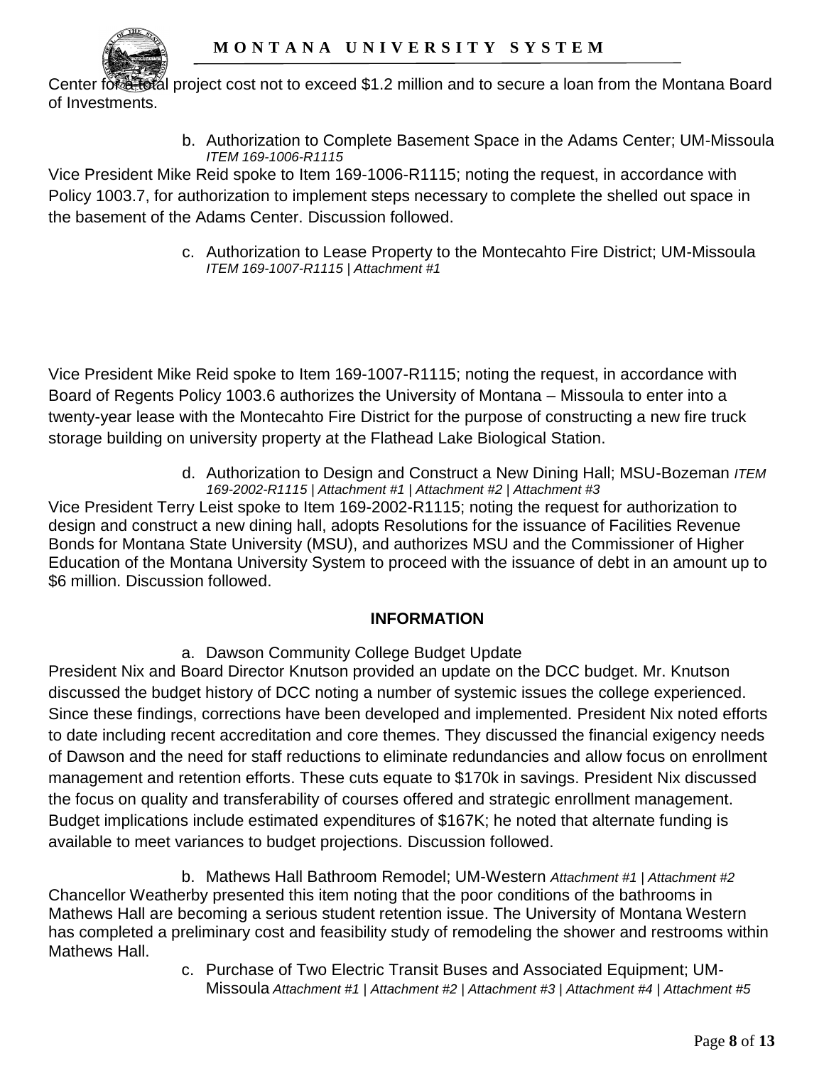Center for a total project cost not to exceed \$1.2 million and to secure a loan from the Montana Board of Investments.

b. Authorization to Complete Basement Space in the Adams Center; UM-Missoula *ITEM 169-1006-R1115*

Vice President Mike Reid spoke to Item 169-1006-R1115; noting the request, in accordance with Policy 1003.7, for authorization to implement steps necessary to complete the shelled out space in the basement of the Adams Center. Discussion followed.

c. Authorization to Lease Property to the Montecahto Fire District; UM-Missoula *ITEM 169-1007-R1115 | Attachment #1*

Vice President Mike Reid spoke to Item 169-1007-R1115; noting the request, in accordance with Board of Regents Policy 1003.6 authorizes the University of Montana – Missoula to enter into a twenty-year lease with the Montecahto Fire District for the purpose of constructing a new fire truck storage building on university property at the Flathead Lake Biological Station.

d. Authorization to Design and Construct a New Dining Hall; MSU-Bozeman *ITEM 169-2002-R1115 | Attachment #1 | Attachment #2 | Attachment #3*

Vice President Terry Leist spoke to Item 169-2002-R1115; noting the request for authorization to design and construct a new dining hall, adopts Resolutions for the issuance of Facilities Revenue Bonds for Montana State University (MSU), and authorizes MSU and the Commissioner of Higher Education of the Montana University System to proceed with the issuance of debt in an amount up to \$6 million. Discussion followed.

## INFORMATION

a. Dawson Community College Budget Update

President Nix and Board Director Knutson provided an update on the DCC budget. Mr. Knutson discussed the budget history of DCC noting a number of systemic issues the college experienced. Since these findings, corrections have been developed and implemented. President Nix noted efforts to date including recent accreditation and core themes. They discussed the financial exigency needs of Dawson and the need for staff reductions to eliminate redundancies and allow focus on enrollment management and retention efforts. These cuts equate to \$170k in savings. President Nix discussed the focus on quality and transferability of courses offered and strategic enrollment management. Budget implications include estimated expenditures of \$167K; he noted that alternate funding is available to meet variances to budget projections. Discussion followed.

b. Mathews Hall Bathroom Remodel; UM-Western *Attachment #1 | Attachment #2*

Chancellor Weatherby presented this item noting that the poor conditions of the bathrooms in Mathews Hall are becoming a serious student retention issue. The University of Montana Western has completed a preliminary cost and feasibility study of remodeling the shower and restrooms within Mathews Hall.

c. Purchase of Two Electric Transit Buses and Associated Equipment; UM-Missoula *Attachment #1 | Attachment #2 | Attachment #3 | Attachment #4 | Attachment #5*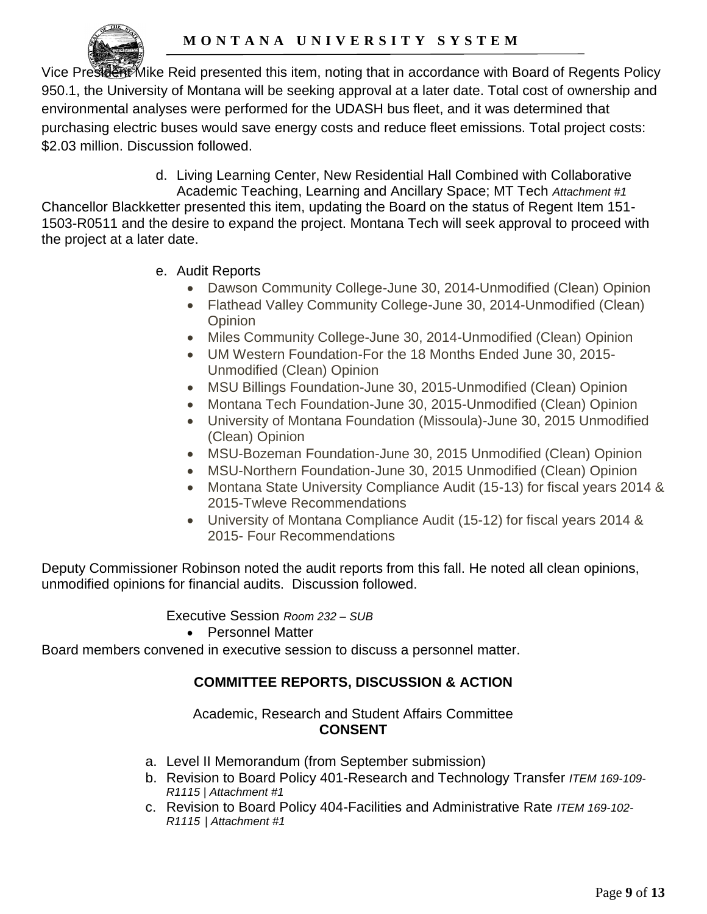Vice President Mike Reid presented this item, noting that in accordance with Board of Regents Policy 950.1, the University of Montana will be seeking approval at a later date. Total cost of ownership and environmental analyses were performed for the UDASH bus fleet, and it was determined that purchasing electric buses would save energy costs and reduce fleet emissions. Total project costs: $2.03 million. Discussion followed.

d. Living Learning Center, New Residential Hall Combined with Collaborative Academic Teaching, Learning and Ancillary Space; MT Tech *Attachment #1*

Chancellor Blackketter presented this item, updating the Board on the status of Regent Item 151-1503-R0511 and the desire to expand the project. Montana Tech will seek approval to proceed with the project at a later date.

e. Audit Reports

- Dawson Community College-June 30, 2014-Unmodified (Clean) Opinion
- Flathead Valley Community College-June 30, 2014-Unmodified (Clean) Opinion
- Miles Community College-June 30, 2014-Unmodified (Clean) Opinion
- UM Western Foundation-For the 18 Months Ended June 30, 2015-Unmodified (Clean) Opinion
- MSU Billings Foundation-June 30, 2015-Unmodified (Clean) Opinion
- Montana Tech Foundation-June 30, 2015-Unmodified (Clean) Opinion
- University of Montana Foundation (Missoula)-June 30, 2015 Unmodified (Clean) Opinion
- MSU-Bozeman Foundation-June 30, 2015 Unmodified (Clean) Opinion
- MSU-Northern Foundation-June 30, 2015 Unmodified (Clean) Opinion
- Montana State University Compliance Audit (15-13) for fiscal years 2014 & 2015-Twleve Recommendations
- University of Montana Compliance Audit (15-12) for fiscal years 2014 & 2015- Four Recommendations

Deputy Commissioner Robinson noted the audit reports from this fall. He noted all clean opinions, unmodified opinions for financial audits. Discussion followed.

Executive Session *Room 232 – SUB*

- Personnel Matter

Board members convened in executive session to discuss a personnel matter.

## COMMITTEE REPORTS, DISCUSSION & ACTION

Academic, Research and Student Affairs Committee

**CONSENT**

a. Level II Memorandum (from September submission)
b. Revision to Board Policy 401-Research and Technology Transfer *ITEM 169-109-R1115 | Attachment #1*
c. Revision to Board Policy 404-Facilities and Administrative Rate *ITEM 169-102-R1115 | Attachment #1*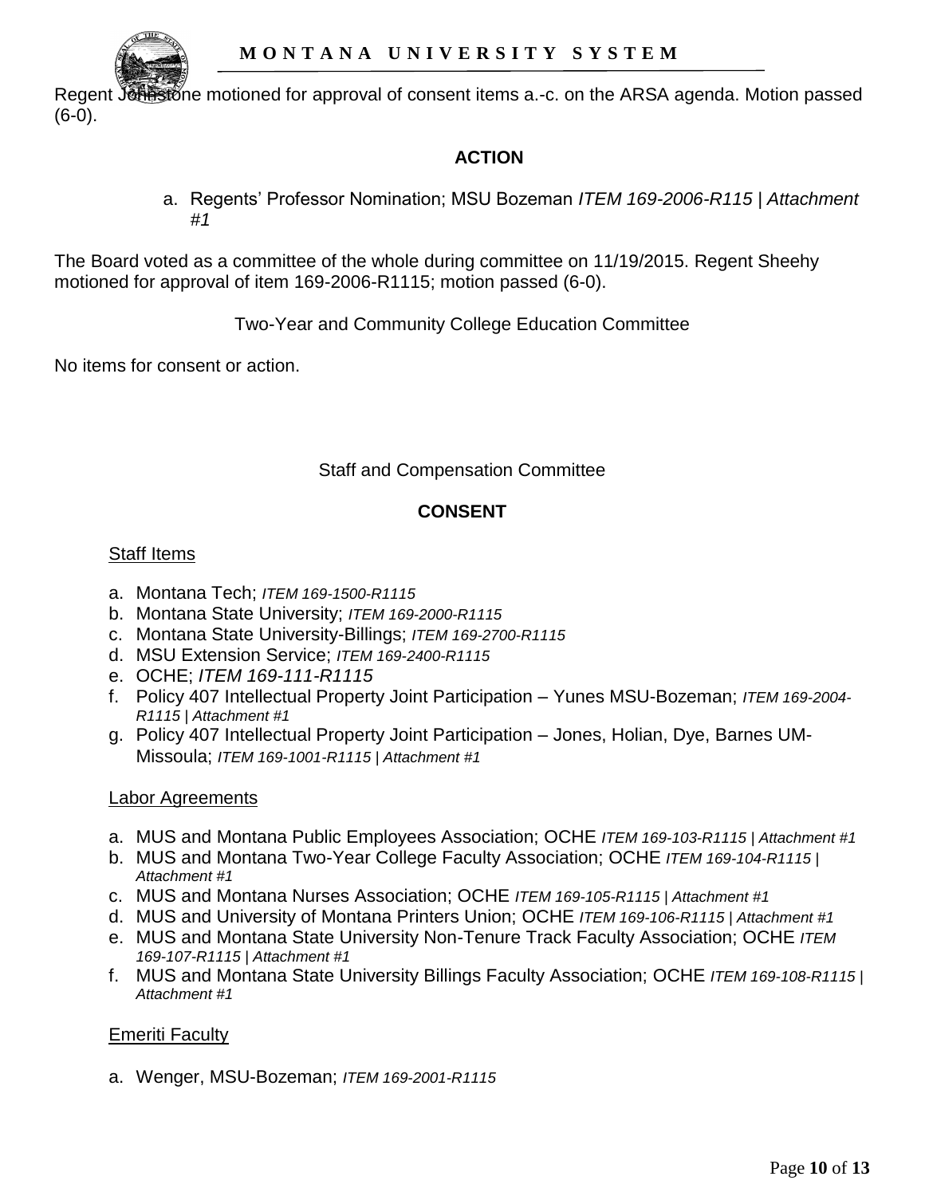Regent Johnstone motioned for approval of consent items a.-c. on the ARSA agenda. Motion passed (6-0).

**ACTION**

a. Regents' Professor Nomination; MSU Bozeman *ITEM 169-2006-R115 | Attachment #1*

The Board voted as a committee of the whole during committee on 11/19/2015. Regent Sheehy motioned for approval of item 169-2006-R1115; motion passed (6-0).

Two-Year and Community College Education Committee

No items for consent or action.

Staff and Compensation Committee

**CONSENT**

Staff Items

a. Montana Tech; *ITEM 169-1500-R1115*
b. Montana State University; *ITEM 169-2000-R1115*
c. Montana State University-Billings; *ITEM 169-2700-R1115*
d. MSU Extension Service; *ITEM 169-2400-R1115*
e. OCHE; *ITEM 169-111-R1115*
f. Policy 407 Intellectual Property Joint Participation – Yunes MSU-Bozeman; *ITEM 169-2004-R1115 | Attachment #1*
g. Policy 407 Intellectual Property Joint Participation – Jones, Holian, Dye, Barnes UM-Missoula; *ITEM 169-1001-R1115 | Attachment #1*

Labor Agreements

a. MUS and Montana Public Employees Association; OCHE *ITEM 169-103-R1115 | Attachment #1*
b. MUS and Montana Two-Year College Faculty Association; OCHE *ITEM 169-104-R1115 | Attachment #1*
c. MUS and Montana Nurses Association; OCHE *ITEM 169-105-R1115 | Attachment #1*
d. MUS and University of Montana Printers Union; OCHE *ITEM 169-106-R1115 | Attachment #1*
e. MUS and Montana State University Non-Tenure Track Faculty Association; OCHE *ITEM 169-107-R1115 | Attachment #1*
f. MUS and Montana State University Billings Faculty Association; OCHE *ITEM 169-108-R1115 | Attachment #1*

Emeriti Faculty

a. Wenger, MSU-Bozeman; *ITEM 169-2001-R1115*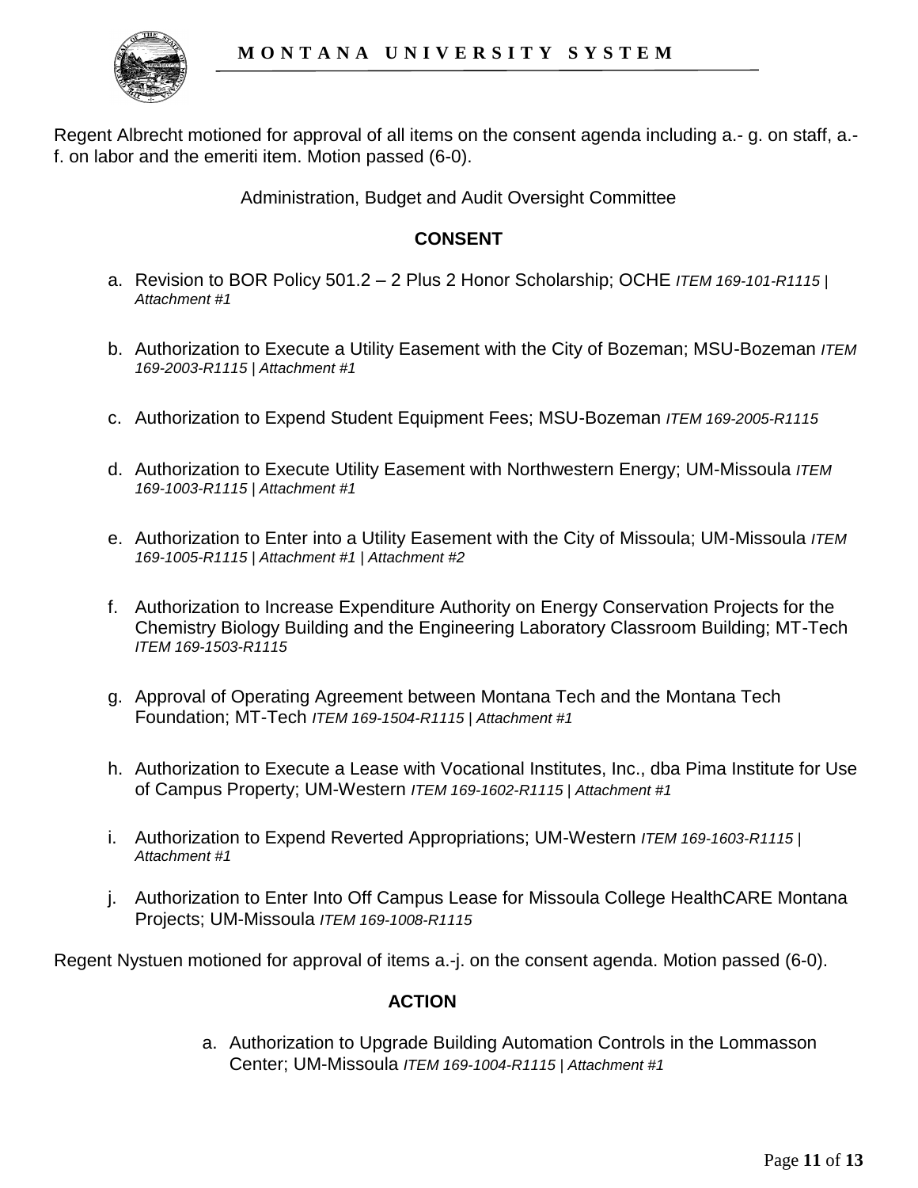Regent Albrecht motioned for approval of all items on the consent agenda including a.- g. on staff, a.- f. on labor and the emeriti item. Motion passed (6-0).

Administration, Budget and Audit Oversight Committee

**CONSENT**

a. Revision to BOR Policy 501.2 – 2 Plus 2 Honor Scholarship; OCHE *ITEM 169-101-R1115 | Attachment #1*

b. Authorization to Execute a Utility Easement with the City of Bozeman; MSU-Bozeman *ITEM 169-2003-R1115 | Attachment #1*

c. Authorization to Expend Student Equipment Fees; MSU-Bozeman *ITEM 169-2005-R1115*

d. Authorization to Execute Utility Easement with Northwestern Energy; UM-Missoula *ITEM 169-1003-R1115 | Attachment #1*

e. Authorization to Enter into a Utility Easement with the City of Missoula; UM-Missoula *ITEM 169-1005-R1115 | Attachment #1 | Attachment #2*

f. Authorization to Increase Expenditure Authority on Energy Conservation Projects for the Chemistry Biology Building and the Engineering Laboratory Classroom Building; MT-Tech *ITEM 169-1503-R1115*

g. Approval of Operating Agreement between Montana Tech and the Montana Tech Foundation; MT-Tech *ITEM 169-1504-R1115 | Attachment #1*

h. Authorization to Execute a Lease with Vocational Institutes, Inc., dba Pima Institute for Use of Campus Property; UM-Western *ITEM 169-1602-R1115 | Attachment #1*

i. Authorization to Expend Reverted Appropriations; UM-Western *ITEM 169-1603-R1115 | Attachment #1*

j. Authorization to Enter Into Off Campus Lease for Missoula College HealthCARE Montana Projects; UM-Missoula *ITEM 169-1008-R1115*

Regent Nystuen motioned for approval of items a.-j. on the consent agenda. Motion passed (6-0).

**ACTION**

a. Authorization to Upgrade Building Automation Controls in the Lommasson Center; UM-Missoula *ITEM 169-1004-R1115 | Attachment #1*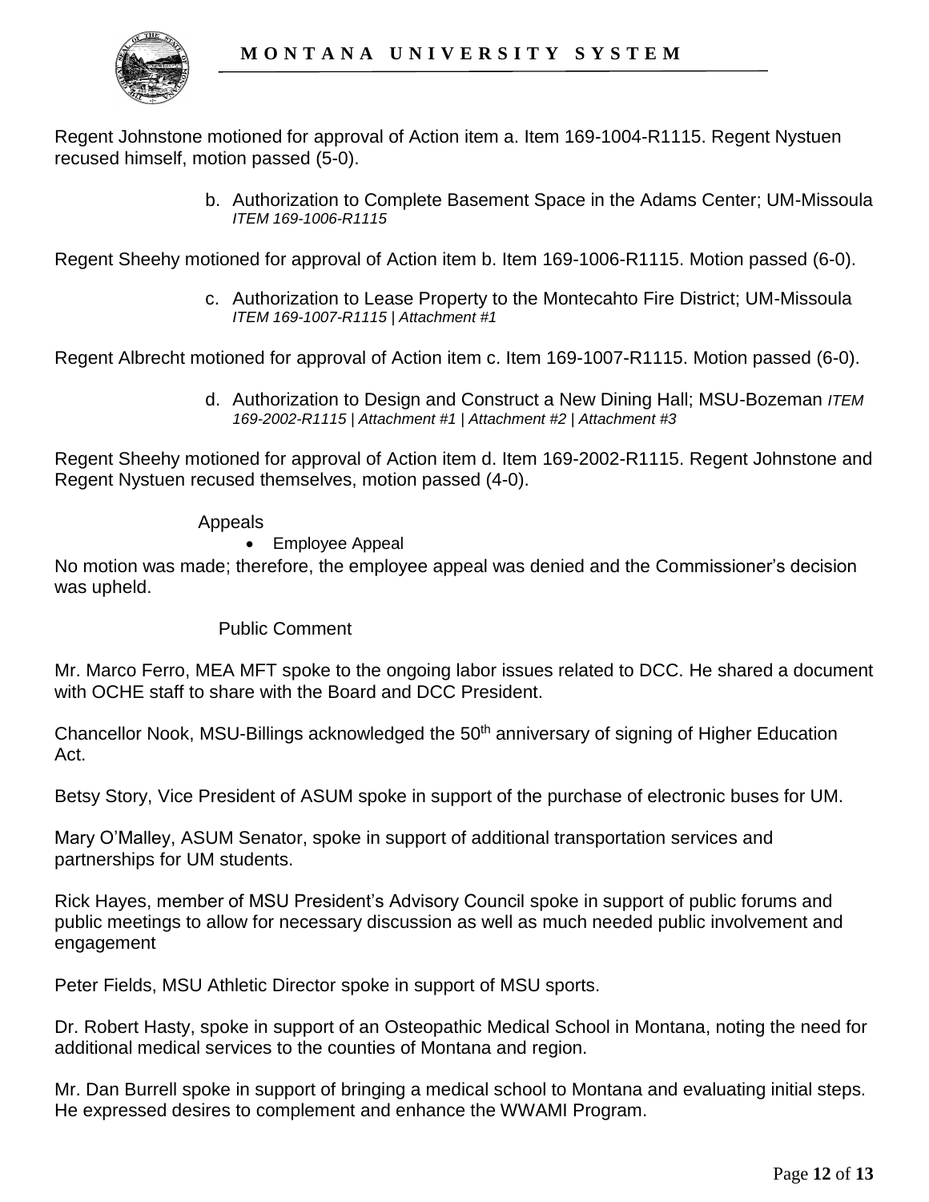Regent Johnstone motioned for approval of Action item a. Item 169-1004-R1115. Regent Nystuen recused himself, motion passed (5-0).

b. Authorization to Complete Basement Space in the Adams Center; UM-Missoula *ITEM 169-1006-R1115*

Regent Sheehy motioned for approval of Action item b. Item 169-1006-R1115. Motion passed (6-0).

c. Authorization to Lease Property to the Montecahto Fire District; UM-Missoula *ITEM 169-1007-R1115 | Attachment #1*

Regent Albrecht motioned for approval of Action item c. Item 169-1007-R1115. Motion passed (6-0).

d. Authorization to Design and Construct a New Dining Hall; MSU-Bozeman *ITEM 169-2002-R1115 | Attachment #1 | Attachment #2 | Attachment #3*

Regent Sheehy motioned for approval of Action item d. Item 169-2002-R1115. Regent Johnstone and Regent Nystuen recused themselves, motion passed (4-0).

Appeals

- Employee Appeal

No motion was made; therefore, the employee appeal was denied and the Commissioner's decision was upheld.

Public Comment

Mr. Marco Ferro, MEA MFT spoke to the ongoing labor issues related to DCC. He shared a document with OCHE staff to share with the Board and DCC President.

Chancellor Nook, MSU-Billings acknowledged the 50th anniversary of signing of Higher Education Act.

Betsy Story, Vice President of ASUM spoke in support of the purchase of electronic buses for UM.

Mary O'Malley, ASUM Senator, spoke in support of additional transportation services and partnerships for UM students.

Rick Hayes, member of MSU President's Advisory Council spoke in support of public forums and public meetings to allow for necessary discussion as well as much needed public involvement and engagement

Peter Fields, MSU Athletic Director spoke in support of MSU sports.

Dr. Robert Hasty, spoke in support of an Osteopathic Medical School in Montana, noting the need for additional medical services to the counties of Montana and region.

Mr. Dan Burrell spoke in support of bringing a medical school to Montana and evaluating initial steps. He expressed desires to complement and enhance the WWAMI Program.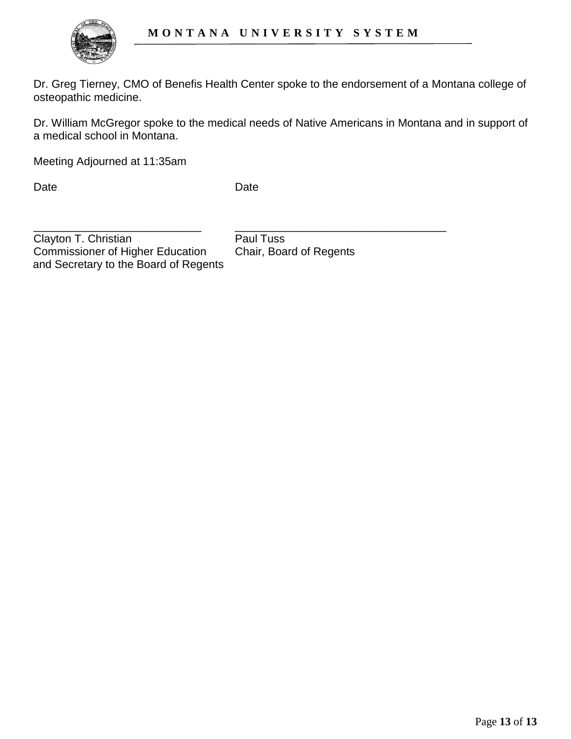Dr. Greg Tierney, CMO of Benefis Health Center spoke to the endorsement of a Montana college of osteopathic medicine.

Dr. William McGregor spoke to the medical needs of Native Americans in Montana and in support of a medical school in Montana.

Meeting Adjourned at 11:35am

| | |
|---|---|
| Date | Date |
| ____________________________ | ___________________________________ |
| Clayton T. Christian<br>Commissioner of Higher Education<br>and Secretary to the Board of Regents | Paul Tuss<br>Chair, Board of Regents |